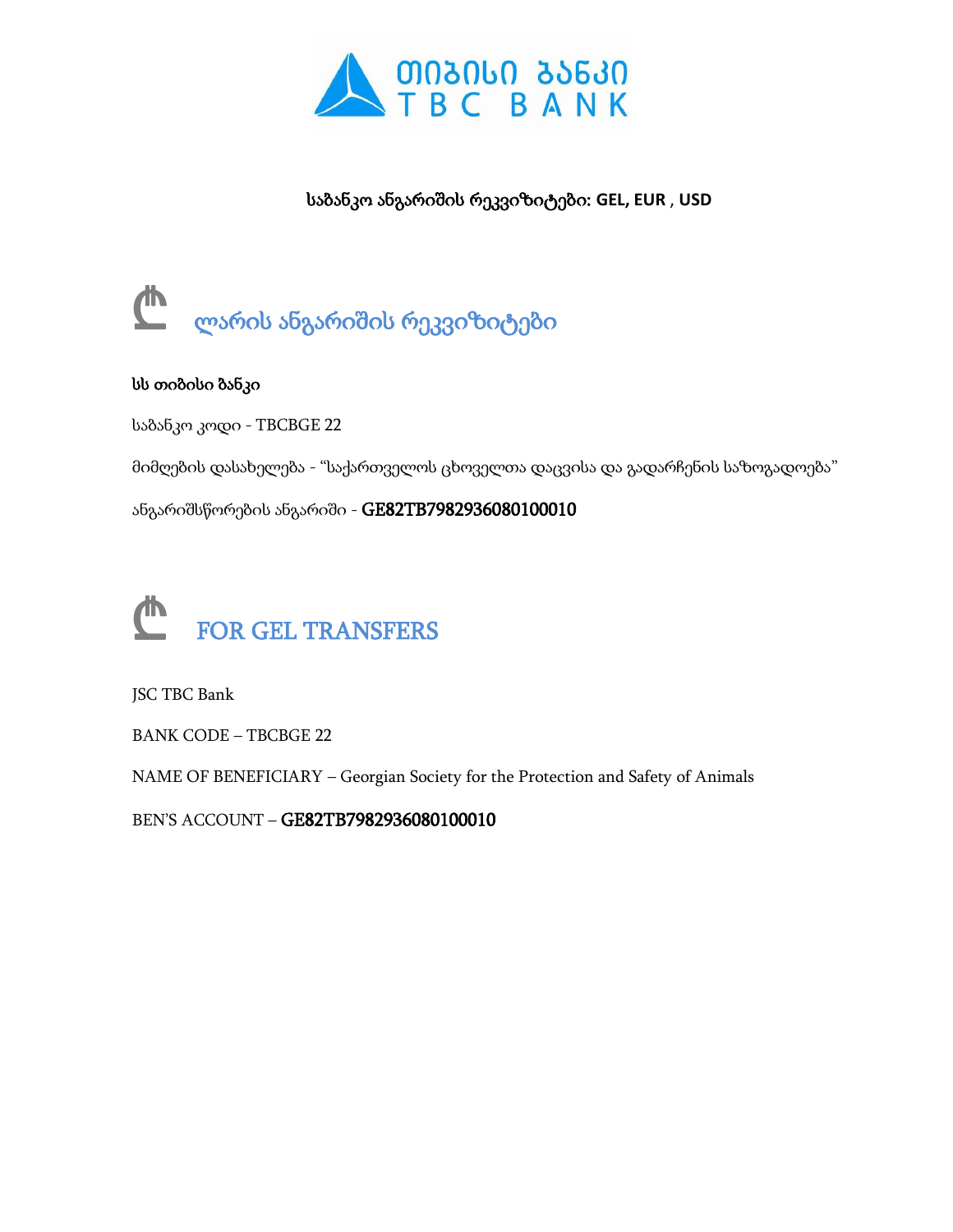**საბანკო ანგარიშის რეკვიზიტები: GEL, EUR , USD**

## ₾ ლარის ანგარიშის რეკვიზიტები

**სს თიბისი ბანკი**

საბანკო კოდი - TBCBGE 22

მიმღების დასახელება - "საქართველოს ცხოველთა დაცვისა და გადარჩენის საზოგადოება"

ანგარიშსწორების ანგარიში - **GE82TB7982936080100010**

## ₾ FOR GEL TRANSFERS

JSC TBC Bank

BANK CODE – TBCBGE 22

NAME OF BENEFICIARY – Georgian Society for the Protection and Safety of Animals

BEN'S ACCOUNT – **GE82TB7982936080100010**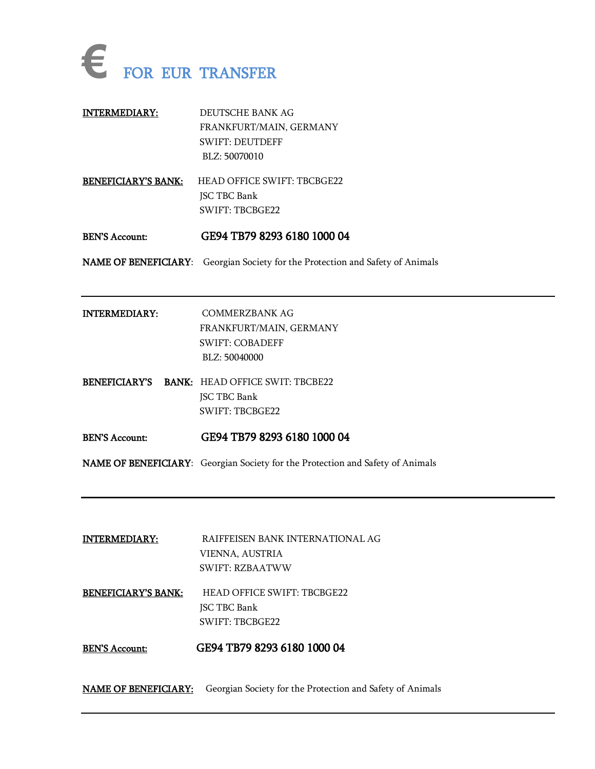# € FOR EUR TRANSFER

**INTERMEDIARY:** DEUTSCHE BANK AG  
FRANKFURT/MAIN, GERMANY  
SWIFT: DEUTDEFF  
BLZ: 50070010

**BENEFICIARY'S BANK:** HEAD OFFICE SWIFT: TBCBGE22  
JSC TBC Bank  
SWIFT: TBCBGE22

**BEN'S Account:** **GE94 TB79 8293 6180 1000 04**

**NAME OF BENEFICIARY**: Georgian Society for the Protection and Safety of Animals

---

**INTERMEDIARY:** COMMERZBANK AG  
FRANKFURT/MAIN, GERMANY  
SWIFT: COBADEFF  
BLZ: 50040000

**BENEFICIARY'S BANK:** HEAD OFFICE SWIT: TBCBE22  
JSC TBC Bank  
SWIFT: TBCBGE22

**BEN'S Account:** **GE94 TB79 8293 6180 1000 04**

**NAME OF BENEFICIARY**: Georgian Society for the Protection and Safety of Animals

---

**INTERMEDIARY:** RAIFFEISEN BANK INTERNATIONAL AG  
VIENNA, AUSTRIA  
SWIFT: RZBAATWW

**BENEFICIARY'S BANK:** HEAD OFFICE SWIFT: TBCBGE22  
JSC TBC Bank  
SWIFT: TBCBGE22

**BEN'S Account:** **GE94 TB79 8293 6180 1000 04**

**NAME OF BENEFICIARY:** Georgian Society for the Protection and Safety of Animals

---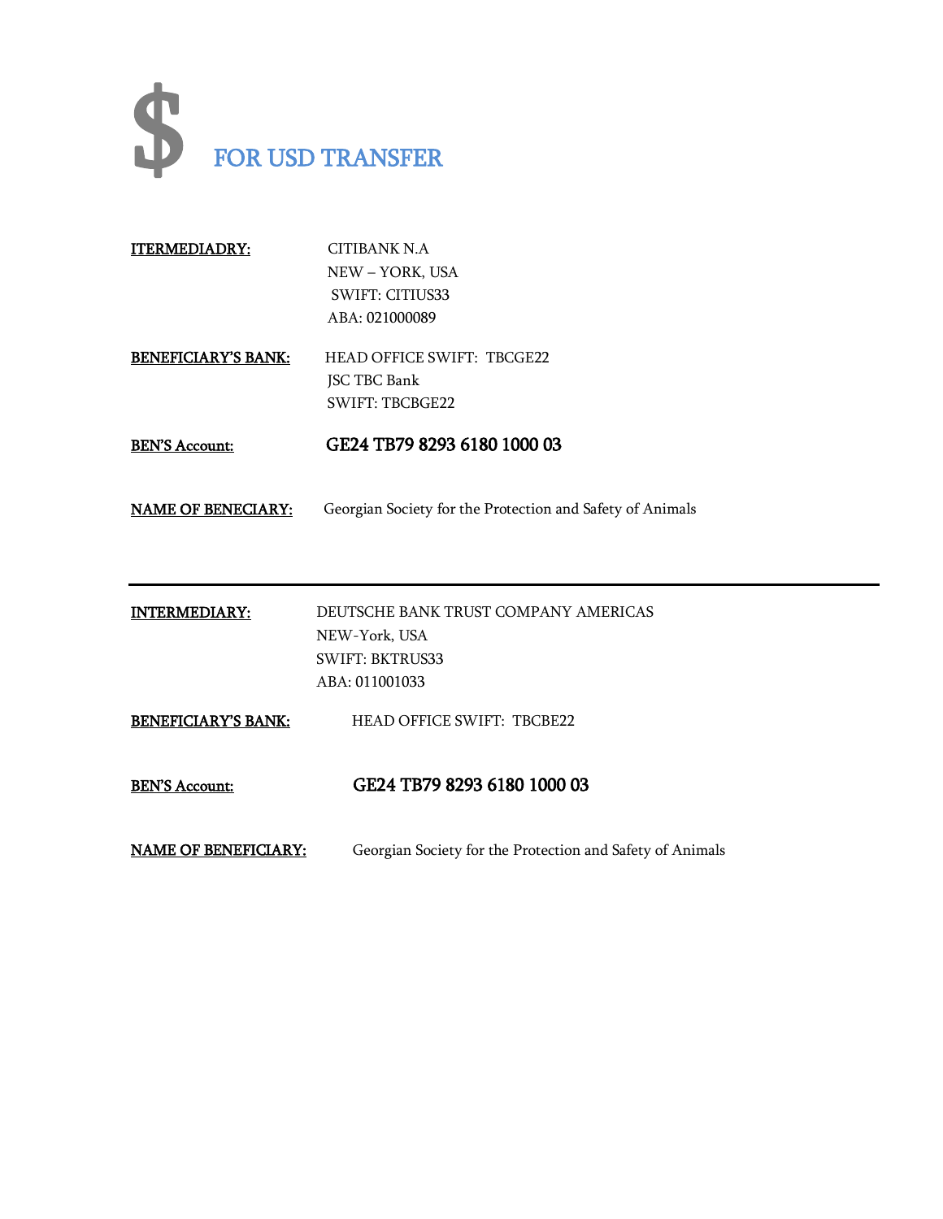# $ FOR USD TRANSFER

**ITERMEDIADRY:** CITIBANK N.A
NEW – YORK, USA
SWIFT: CITIUS33
ABA: 021000089

**BENEFICIARY'S BANK:** HEAD OFFICE SWIFT: TBCGE22
JSC TBC Bank
SWIFT: TBCBGE22

**BEN'S Account:** **GE24 TB79 8293 6180 1000 03**

**NAME OF BENECIARY:** Georgian Society for the Protection and Safety of Animals

---

**INTERMEDIARY:** DEUTSCHE BANK TRUST COMPANY AMERICAS
NEW-York, USA
SWIFT: BKTRUS33
ABA: 011001033

**BENEFICIARY'S BANK:** HEAD OFFICE SWIFT: TBCBE22

**BEN'S Account:** **GE24 TB79 8293 6180 1000 03**

**NAME OF BENEFICIARY:** Georgian Society for the Protection and Safety of Animals